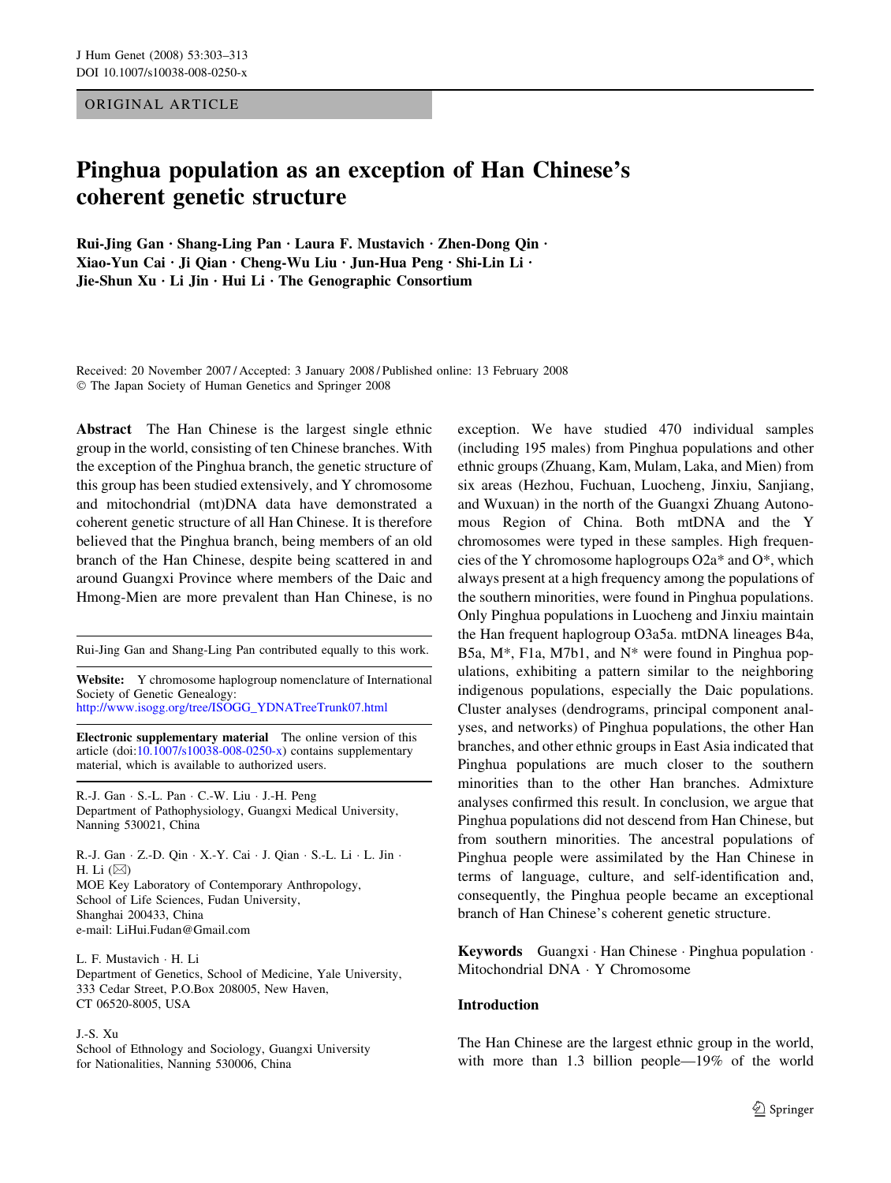ORIGINAL ARTICLE

# Pinghua population as an exception of Han Chinese's coherent genetic structure

**Rui-Jing Gan · Shang-Ling Pan · Laura F. Mustavich · Zhen-Dong Qin · Xiao-Yun Cai · Ji Qian · Cheng-Wu Liu · Jun-Hua Peng · Shi-Lin Li · Jie-Shun Xu · Li Jin · Hui Li · The Genographic Consortium**

Received: 20 November 2007 / Accepted: 3 January 2008 / Published online: 13 February 2008
© The Japan Society of Human Genetics and Springer 2008

**Abstract** The Han Chinese is the largest single ethnic group in the world, consisting of ten Chinese branches. With the exception of the Pinghua branch, the genetic structure of this group has been studied extensively, and Y chromosome and mitochondrial (mt)DNA data have demonstrated a coherent genetic structure of all Han Chinese. It is therefore believed that the Pinghua branch, being members of an old branch of the Han Chinese, despite being scattered in and around Guangxi Province where members of the Daic and Hmong-Mien are more prevalent than Han Chinese, is no exception. We have studied 470 individual samples (including 195 males) from Pinghua populations and other ethnic groups (Zhuang, Kam, Mulam, Laka, and Mien) from six areas (Hezhou, Fuchuan, Luocheng, Jinxiu, Sanjiang, and Wuxuan) in the north of the Guangxi Zhuang Autonomous Region of China. Both mtDNA and the Y chromosomes were typed in these samples. High frequencies of the Y chromosome haplogroups O2a* and O*, which always present at a high frequency among the populations of the southern minorities, were found in Pinghua populations. Only Pinghua populations in Luocheng and Jinxiu maintain the Han frequent haplogroup O3a5a. mtDNA lineages B4a, B5a, M*, F1a, M7b1, and N* were found in Pinghua populations, exhibiting a pattern similar to the neighboring indigenous populations, especially the Daic populations. Cluster analyses (dendrograms, principal component analyses, and networks) of Pinghua populations, the other Han branches, and other ethnic groups in East Asia indicated that Pinghua populations are much closer to the southern minorities than to the other Han branches. Admixture analyses confirmed this result. In conclusion, we argue that Pinghua populations did not descend from Han Chinese, but from southern minorities. The ancestral populations of Pinghua people were assimilated by the Han Chinese in terms of language, culture, and self-identification and, consequently, the Pinghua people became an exceptional branch of Han Chinese's coherent genetic structure.

**Keywords** Guangxi · Han Chinese · Pinghua population · Mitochondrial DNA · Y Chromosome

Rui-Jing Gan and Shang-Ling Pan contributed equally to this work.

**Website:** Y chromosome haplogroup nomenclature of International Society of Genetic Genealogy: http://www.isogg.org/tree/ISOGG_YDNATreeTrunk07.html

**Electronic supplementary material** The online version of this article (doi:10.1007/s10038-008-0250-x) contains supplementary material, which is available to authorized users.

R.-J. Gan · S.-L. Pan · C.-W. Liu · J.-H. Peng
Department of Pathophysiology, Guangxi Medical University, Nanning 530021, China

R.-J. Gan · Z.-D. Qin · X.-Y. Cai · J. Qian · S.-L. Li · L. Jin · H. Li (✉)
MOE Key Laboratory of Contemporary Anthropology, School of Life Sciences, Fudan University, Shanghai 200433, China
e-mail: LiHui.Fudan@Gmail.com

L. F. Mustavich · H. Li
Department of Genetics, School of Medicine, Yale University, 333 Cedar Street, P.O.Box 208005, New Haven, CT 06520-8005, USA

J.-S. Xu
School of Ethnology and Sociology, Guangxi University for Nationalities, Nanning 530006, China

## Introduction

The Han Chinese are the largest ethnic group in the world, with more than 1.3 billion people—19% of the world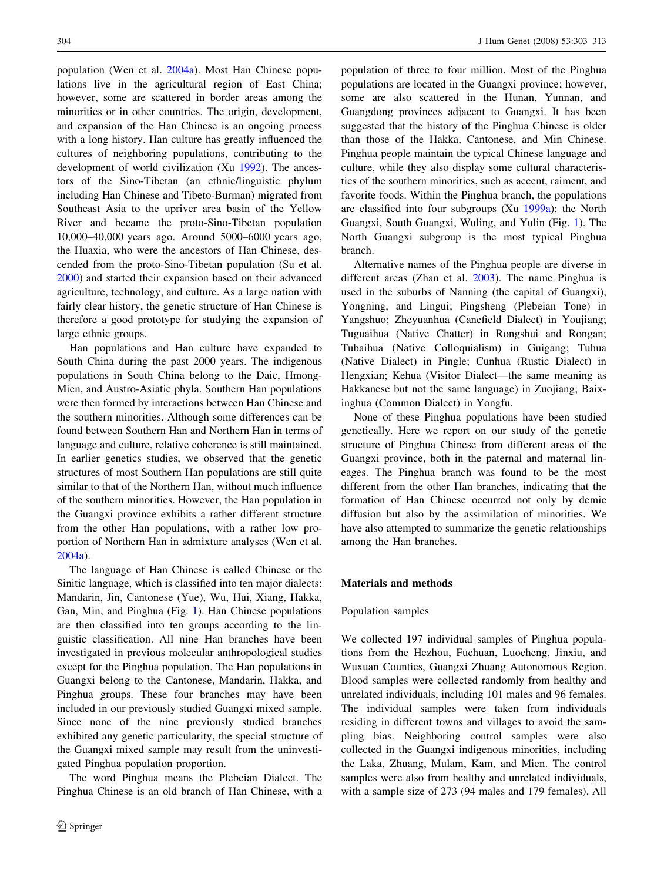population (Wen et al. 2004a). Most Han Chinese populations live in the agricultural region of East China; however, some are scattered in border areas among the minorities or in other countries. The origin, development, and expansion of the Han Chinese is an ongoing process with a long history. Han culture has greatly influenced the cultures of neighboring populations, contributing to the development of world civilization (Xu 1992). The ancestors of the Sino-Tibetan (an ethnic/linguistic phylum including Han Chinese and Tibeto-Burman) migrated from Southeast Asia to the upriver area basin of the Yellow River and became the proto-Sino-Tibetan population 10,000–40,000 years ago. Around 5000–6000 years ago, the Huaxia, who were the ancestors of Han Chinese, descended from the proto-Sino-Tibetan population (Su et al. 2000) and started their expansion based on their advanced agriculture, technology, and culture. As a large nation with fairly clear history, the genetic structure of Han Chinese is therefore a good prototype for studying the expansion of large ethnic groups.

Han populations and Han culture have expanded to South China during the past 2000 years. The indigenous populations in South China belong to the Daic, Hmong-Mien, and Austro-Asiatic phyla. Southern Han populations were then formed by interactions between Han Chinese and the southern minorities. Although some differences can be found between Southern Han and Northern Han in terms of language and culture, relative coherence is still maintained. In earlier genetics studies, we observed that the genetic structures of most Southern Han populations are still quite similar to that of the Northern Han, without much influence of the southern minorities. However, the Han population in the Guangxi province exhibits a rather different structure from the other Han populations, with a rather low proportion of Northern Han in admixture analyses (Wen et al. 2004a).

The language of Han Chinese is called Chinese or the Sinitic language, which is classified into ten major dialects: Mandarin, Jin, Cantonese (Yue), Wu, Hui, Xiang, Hakka, Gan, Min, and Pinghua (Fig. 1). Han Chinese populations are then classified into ten groups according to the linguistic classification. All nine Han branches have been investigated in previous molecular anthropological studies except for the Pinghua population. The Han populations in Guangxi belong to the Cantonese, Mandarin, Hakka, and Pinghua groups. These four branches may have been included in our previously studied Guangxi mixed sample. Since none of the nine previously studied branches exhibited any genetic particularity, the special structure of the Guangxi mixed sample may result from the uninvestigated Pinghua population proportion.

The word Pinghua means the Plebeian Dialect. The Pinghua Chinese is an old branch of Han Chinese, with a population of three to four million. Most of the Pinghua populations are located in the Guangxi province; however, some are also scattered in the Hunan, Yunnan, and Guangdong provinces adjacent to Guangxi. It has been suggested that the history of the Pinghua Chinese is older than those of the Hakka, Cantonese, and Min Chinese. Pinghua people maintain the typical Chinese language and culture, while they also display some cultural characteristics of the southern minorities, such as accent, raiment, and favorite foods. Within the Pinghua branch, the populations are classified into four subgroups (Xu 1999a): the North Guangxi, South Guangxi, Wuling, and Yulin (Fig. 1). The North Guangxi subgroup is the most typical Pinghua branch.

Alternative names of the Pinghua people are diverse in different areas (Zhan et al. 2003). The name Pinghua is used in the suburbs of Nanning (the capital of Guangxi), Yongning, and Lingui; Pingsheng (Plebeian Tone) in Yangshuo; Zheyuanhua (Canefield Dialect) in Youjiang; Tuguaihua (Native Chatter) in Rongshui and Rongan; Tubaihua (Native Colloquialism) in Guigang; Tuhua (Native Dialect) in Pingle; Cunhua (Rustic Dialect) in Hengxian; Kehua (Visitor Dialect—the same meaning as Hakkanese but not the same language) in Zuojiang; Baixinghua (Common Dialect) in Yongfu.

None of these Pinghua populations have been studied genetically. Here we report on our study of the genetic structure of Pinghua Chinese from different areas of the Guangxi province, both in the paternal and maternal lineages. The Pinghua branch was found to be the most different from the other Han branches, indicating that the formation of Han Chinese occurred not only by demic diffusion but also by the assimilation of minorities. We have also attempted to summarize the genetic relationships among the Han branches.

## Materials and methods

### Population samples

We collected 197 individual samples of Pinghua populations from the Hezhou, Fuchuan, Luocheng, Jinxiu, and Wuxuan Counties, Guangxi Zhuang Autonomous Region. Blood samples were collected randomly from healthy and unrelated individuals, including 101 males and 96 females. The individual samples were taken from individuals residing in different towns and villages to avoid the sampling bias. Neighboring control samples were also collected in the Guangxi indigenous minorities, including the Laka, Zhuang, Mulam, Kam, and Mien. The control samples were also from healthy and unrelated individuals, with a sample size of 273 (94 males and 179 females). All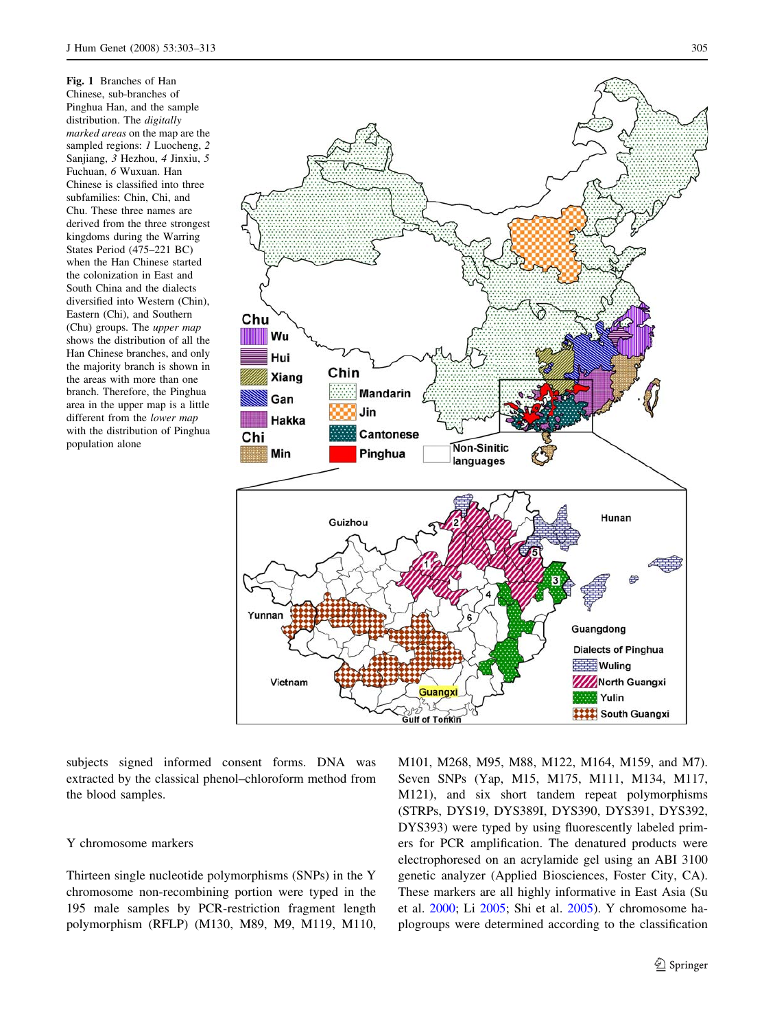**Fig. 1** Branches of Han Chinese, sub-branches of Pinghua Han, and the sample distribution. The *digitally marked areas* on the map are the sampled regions: *1* Luocheng, *2* Sanjiang, *3* Hezhou, *4* Jinxiu, *5* Fuchuan, *6* Wuxuan. Han Chinese is classified into three subfamilies: Chin, Chi, and Chu. These three names are derived from the three strongest kingdoms during the Warring States Period (475–221 BC) when the Han Chinese started the colonization in East and South China and the dialects diversified into Western (Chin), Eastern (Chi), and Southern (Chu) groups. The *upper map* shows the distribution of all the Han Chinese branches, and only the majority branch is shown in the areas with more than one branch. Therefore, the Pinghua area in the upper map is a little different from the *lower map* with the distribution of Pinghua population alone

subjects signed informed consent forms. DNA was extracted by the classical phenol–chloroform method from the blood samples.

## Y chromosome markers

Thirteen single nucleotide polymorphisms (SNPs) in the Y chromosome non-recombining portion were typed in the 195 male samples by PCR-restriction fragment length polymorphism (RFLP) (M130, M89, M9, M119, M110, M101, M268, M95, M88, M122, M164, M159, and M7). Seven SNPs (Yap, M15, M175, M111, M134, M117, M121), and six short tandem repeat polymorphisms (STRPs, DYS19, DYS389I, DYS390, DYS391, DYS392, DYS393) were typed by using fluorescently labeled primers for PCR amplification. The denatured products were electrophoresed on an acrylamide gel using an ABI 3100 genetic analyzer (Applied Biosciences, Foster City, CA). These markers are all highly informative in East Asia (Su et al. 2000; Li 2005; Shi et al. 2005). Y chromosome haplogroups were determined according to the classification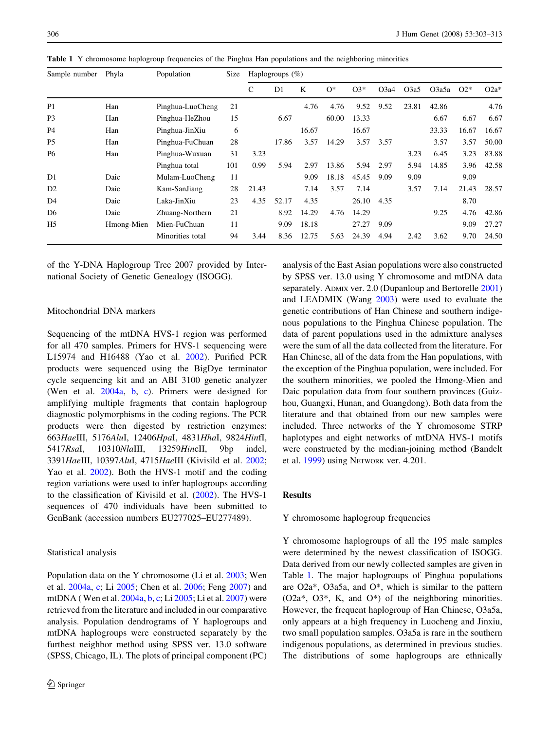**Table 1** Y chromosome haplogroup frequencies of the Pinghua Han populations and the neighboring minorities

| Sample number | Phyla | Population | Size | Haplogroups (%) | | | | | | | | | |
|---|---|---|---|---|---|---|---|---|---|---|---|---|---|
| | | | | C | D1 | K | O* | O3* | O3a4 | O3a5 | O3a5a | O2* | O2a* |
| P1 | Han | Pinghua-LuoCheng | 21 | | | 4.76 | 4.76 | 9.52 | 9.52 | 23.81 | 42.86 | | 4.76 |
| P3 | Han | Pinghua-HeZhou | 15 | | 6.67 | | 60.00 | 13.33 | | | 6.67 | 6.67 | 6.67 |
| P4 | Han | Pinghua-JinXiu | 6 | | | 16.67 | | 16.67 | | | 33.33 | 16.67 | 16.67 |
| P5 | Han | Pinghua-FuChuan | 28 | | 17.86 | 3.57 | 14.29 | 3.57 | 3.57 | | 3.57 | 3.57 | 50.00 |
| P6 | Han | Pinghua-Wuxuan | 31 | 3.23 | | | | | | 3.23 | 6.45 | 3.23 | 83.88 |
| | | Pinghua total | 101 | 0.99 | 5.94 | 2.97 | 13.86 | 5.94 | 2.97 | 5.94 | 14.85 | 3.96 | 42.58 |
| D1 | Daic | Mulam-LuoCheng | 11 | | | 9.09 | 18.18 | 45.45 | 9.09 | 9.09 | | 9.09 | |
| D2 | Daic | Kam-SanJiang | 28 | 21.43 | | 7.14 | 3.57 | 7.14 | | 3.57 | 7.14 | 21.43 | 28.57 |
| D4 | Daic | Laka-JinXiu | 23 | 4.35 | 52.17 | 4.35 | | 26.10 | 4.35 | | | 8.70 | |
| D6 | Daic | Zhuang-Northern | 21 | | 8.92 | 14.29 | 4.76 | 14.29 | | | 9.25 | 4.76 | 42.86 |
| H5 | Hmong-Mien | Mien-FuChuan | 11 | | 9.09 | 18.18 | | 27.27 | 9.09 | | | 9.09 | 27.27 |
| | | Minorities total | 94 | 3.44 | 8.36 | 12.75 | 5.63 | 24.39 | 4.94 | 2.42 | 3.62 | 9.70 | 24.50 |

of the Y-DNA Haplogroup Tree 2007 provided by International Society of Genetic Genealogy (ISOGG).

### Mitochondrial DNA markers

Sequencing of the mtDNA HVS-1 region was performed for all 470 samples. Primers for HVS-1 sequencing were L15974 and H16488 (Yao et al. 2002). Purified PCR products were sequenced using the BigDye terminator cycle sequencing kit and an ABI 3100 genetic analyzer (Wen et al. 2004a, b, c). Primers were designed for amplifying multiple fragments that contain haplogroup diagnostic polymorphisms in the coding regions. The PCR products were then digested by restriction enzymes: 663*Hae*III, 5176*Alu*I, 12406*Hpa*I, 4831*Hha*I, 9824*Hin*fI, 5417*Rsa*I, 10310*Nla*III, 13259*Hin*cII, 9bp indel, 3391*Hae*III, 10397*Alu*I, 4715*Hae*III (Kivisild et al. 2002; Yao et al. 2002). Both the HVS-1 motif and the coding region variations were used to infer haplogroups according to the classification of Kivisild et al. (2002). The HVS-1 sequences of 470 individuals have been submitted to GenBank (accession numbers EU277025–EU277489).

### Statistical analysis

Population data on the Y chromosome (Li et al. 2003; Wen et al. 2004a, c; Li 2005; Chen et al. 2006; Feng 2007) and mtDNA ( Wen et al. 2004a, b, c; Li 2005; Li et al. 2007) were retrieved from the literature and included in our comparative analysis. Population dendrograms of Y haplogroups and mtDNA haplogroups were constructed separately by the furthest neighbor method using SPSS ver. 13.0 software (SPSS, Chicago, IL). The plots of principal component (PC) analysis of the East Asian populations were also constructed by SPSS ver. 13.0 using Y chromosome and mtDNA data separately. ADMIX ver. 2.0 (Dupanloup and Bertorelle 2001) and LEADMIX (Wang 2003) were used to evaluate the genetic contributions of Han Chinese and southern indigenous populations to the Pinghua Chinese population. The data of parent populations used in the admixture analyses were the sum of all the data collected from the literature. For Han Chinese, all of the data from the Han populations, with the exception of the Pinghua population, were included. For the southern minorities, we pooled the Hmong-Mien and Daic population data from four southern provinces (Guizhou, Guangxi, Hunan, and Guangdong). Both data from the literature and that obtained from our new samples were included. Three networks of the Y chromosome STRP haplotypes and eight networks of mtDNA HVS-1 motifs were constructed by the median-joining method (Bandelt et al. 1999) using NETWORK ver. 4.201.

## Results

### Y chromosome haplogroup frequencies

Y chromosome haplogroups of all the 195 male samples were determined by the newest classification of ISOGG. Data derived from our newly collected samples are given in Table 1. The major haplogroups of Pinghua populations are O2a*, O3a5a, and O*, which is similar to the pattern (O2a*, O3*, K, and O*) of the neighboring minorities. However, the frequent haplogroup of Han Chinese, O3a5a, only appears at a high frequency in Luocheng and Jinxiu, two small population samples. O3a5a is rare in the southern indigenous populations, as determined in previous studies. The distributions of some haplogroups are ethnically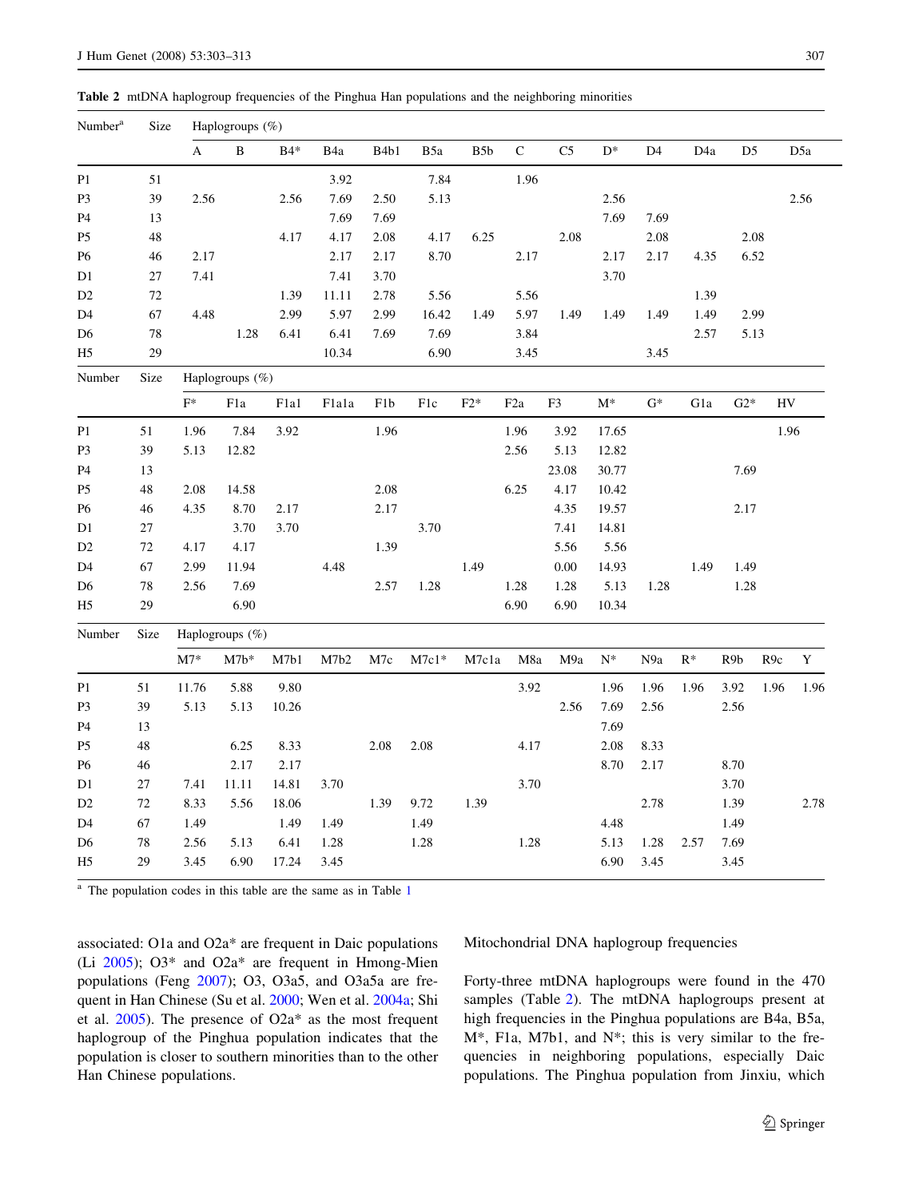**Table 2** mtDNA haplogroup frequencies of the Pinghua Han populations and the neighboring minorities

| Number[a] | Size | Haplogroups (%) | | | | | | | | | | | | | |
|---|---|---|---|---|---|---|---|---|---|---|---|---|---|---|---|
| | | A | B | B4* | B4a | B4b1 | B5a | B5b | C | C5 | D* | D4 | D4a | D5 | D5a |
| P1 | 51 | | | | 3.92 | | 7.84 | | 1.96 | | | | | | |
| P3 | 39 | 2.56 | | 2.56 | 7.69 | 2.50 | 5.13 | | | | 2.56 | | | | 2.56 |
| P4 | 13 | | | | 7.69 | 7.69 | | | | | 7.69 | 7.69 | | | |
| P5 | 48 | | | 4.17 | 4.17 | 2.08 | 4.17 | 6.25 | | 2.08 | | 2.08 | | 2.08 | |
| P6 | 46 | 2.17 | | | 2.17 | 2.17 | 8.70 | | 2.17 | | 2.17 | 2.17 | 4.35 | 6.52 | |
| D1 | 27 | 7.41 | | | 7.41 | 3.70 | | | | | 3.70 | | | | |
| D2 | 72 | | | 1.39 | 11.11 | 2.78 | 5.56 | | 5.56 | | | | 1.39 | | |
| D4 | 67 | 4.48 | | 2.99 | 5.97 | 2.99 | 16.42 | 1.49 | 5.97 | 1.49 | 1.49 | 1.49 | 1.49 | 2.99 | |
| D6 | 78 | | 1.28 | 6.41 | 6.41 | 7.69 | 7.69 | | 3.84 | | | | 2.57 | 5.13 | |
| H5 | 29 | | | | 10.34 | | 6.90 | | 3.45 | | | 3.45 | | | |

| Number | Size | Haplogroups (%) | | | | | | | | | | | | | |
|---|---|---|---|---|---|---|---|---|---|---|---|---|---|---|---|
| | | F* | F1a | F1a1 | F1a1a | F1b | F1c | F2* | F2a | F3 | M* | G* | G1a | G2* | HV |
| P1 | 51 | 1.96 | 7.84 | 3.92 | | 1.96 | | | 1.96 | 3.92 | 17.65 | | | | 1.96 |
| P3 | 39 | 5.13 | 12.82 | | | | | | 2.56 | 5.13 | 12.82 | | | | |
| P4 | 13 | | | | | | | | | 23.08 | 30.77 | | | 7.69 | |
| P5 | 48 | 2.08 | 14.58 | | | 2.08 | | | 6.25 | 4.17 | 10.42 | | | | |
| P6 | 46 | 4.35 | 8.70 | 2.17 | | 2.17 | | | | 4.35 | 19.57 | | | 2.17 | |
| D1 | 27 | | 3.70 | 3.70 | | | 3.70 | | | 7.41 | 14.81 | | | | |
| D2 | 72 | 4.17 | 4.17 | | | 1.39 | | | | 5.56 | 5.56 | | | | |
| D4 | 67 | 2.99 | 11.94 | | 4.48 | | | 1.49 | | 0.00 | 14.93 | | 1.49 | 1.49 | |
| D6 | 78 | 2.56 | 7.69 | | | 2.57 | 1.28 | | 1.28 | 1.28 | 5.13 | 1.28 | | 1.28 | |
| H5 | 29 | | 6.90 | | | | | | 6.90 | 6.90 | 10.34 | | | | |

| Number | Size | Haplogroups (%) | | | | | | | | | | | | | | |
|---|---|---|---|---|---|---|---|---|---|---|---|---|---|---|---|---|
| | | M7* | M7b* | M7b1 | M7b2 | M7c | M7c1* | M7c1a | M8a | M9a | N* | N9a | R* | R9b | R9c | Y |
| P1 | 51 | 11.76 | 5.88 | 9.80 | | | | | 3.92 | | 1.96 | 1.96 | 1.96 | 3.92 | 1.96 | 1.96 |
| P3 | 39 | 5.13 | 5.13 | 10.26 | | | | | | 2.56 | 7.69 | 2.56 | | 2.56 | | |
| P4 | 13 | | | | | | | | | | 7.69 | | | | | |
| P5 | 48 | | 6.25 | 8.33 | | 2.08 | 2.08 | | 4.17 | | 2.08 | 8.33 | | | | |
| P6 | 46 | | 2.17 | 2.17 | | | | | | | 8.70 | 2.17 | | 8.70 | | |
| D1 | 27 | 7.41 | 11.11 | 14.81 | 3.70 | | | | 3.70 | | | | | 3.70 | | |
| D2 | 72 | 8.33 | 5.56 | 18.06 | | 1.39 | 9.72 | 1.39 | | | | 2.78 | | 1.39 | | 2.78 |
| D4 | 67 | 1.49 | | 1.49 | 1.49 | | 1.49 | | | | 4.48 | | | 1.49 | | |
| D6 | 78 | 2.56 | 5.13 | 6.41 | 1.28 | | 1.28 | | 1.28 | | 5.13 | 1.28 | 2.57 | 7.69 | | |
| H5 | 29 | 3.45 | 6.90 | 17.24 | 3.45 | | | | | | 6.90 | 3.45 | | 3.45 | | |

[a] The population codes in this table are the same as in Table 1

associated: O1a and O2a* are frequent in Daic populations (Li 2005); O3* and O2a* are frequent in Hmong-Mien populations (Feng 2007); O3, O3a5, and O3a5a are frequent in Han Chinese (Su et al. 2000; Wen et al. 2004a; Shi et al. 2005). The presence of O2a* as the most frequent haplogroup of the Pinghua population indicates that the population is closer to southern minorities than to the other Han Chinese populations.

## Mitochondrial DNA haplogroup frequencies

Forty-three mtDNA haplogroups were found in the 470 samples (Table 2). The mtDNA haplogroups present at high frequencies in the Pinghua populations are B4a, B5a, M*, F1a, M7b1, and N*; this is very similar to the frequencies in neighboring populations, especially Daic populations. The Pinghua population from Jinxiu, which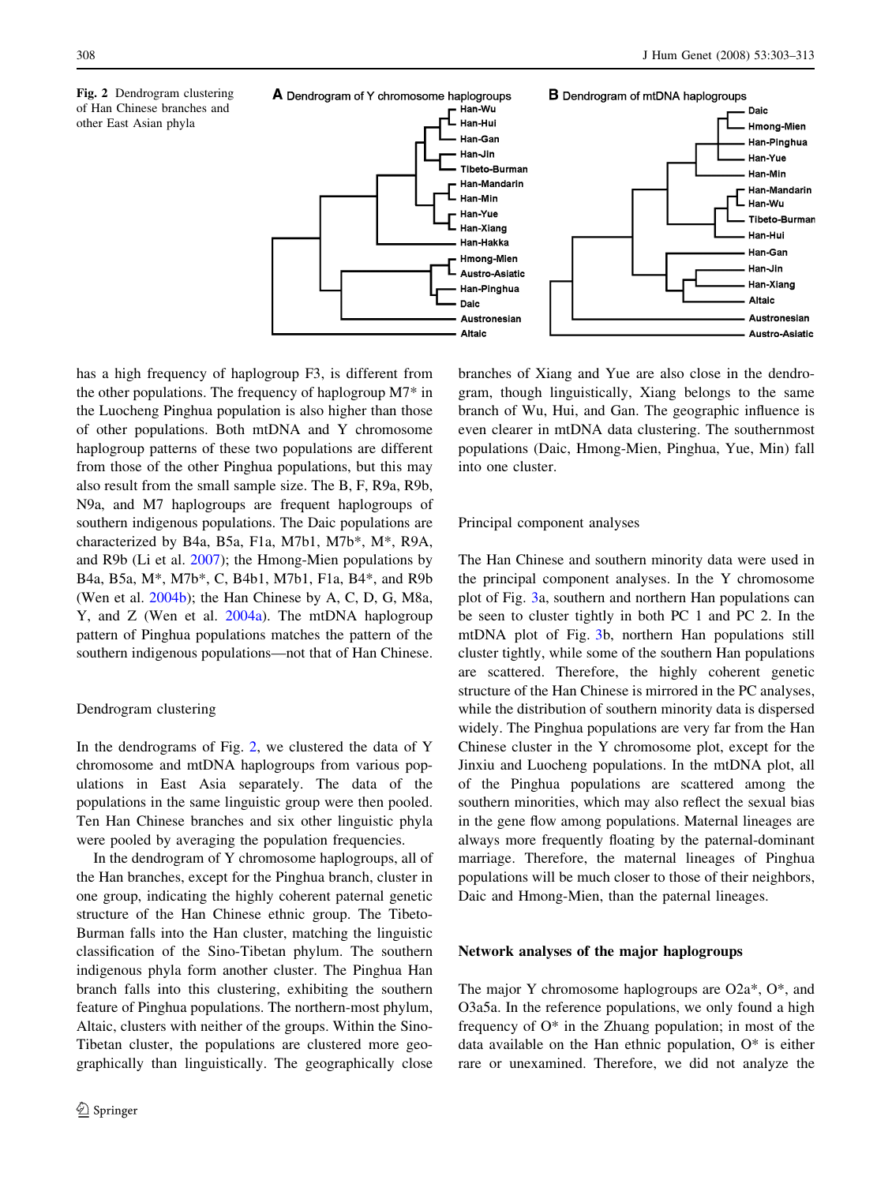Fig. 2 Dendrogram clustering of Han Chinese branches and other East Asian phyla

has a high frequency of haplogroup F3, is different from the other populations. The frequency of haplogroup M7* in the Luocheng Pinghua population is also higher than those of other populations. Both mtDNA and Y chromosome haplogroup patterns of these two populations are different from those of the other Pinghua populations, but this may also result from the small sample size. The B, F, R9a, R9b, N9a, and M7 haplogroups are frequent haplogroups of southern indigenous populations. The Daic populations are characterized by B4a, B5a, F1a, M7b1, M7b*, M*, R9A, and R9b (Li et al. 2007); the Hmong-Mien populations by B4a, B5a, M*, M7b*, C, B4b1, M7b1, F1a, B4*, and R9b (Wen et al. 2004b); the Han Chinese by A, C, D, G, M8a, Y, and Z (Wen et al. 2004a). The mtDNA haplogroup pattern of Pinghua populations matches the pattern of the southern indigenous populations—not that of Han Chinese.

### Dendrogram clustering

In the dendrograms of Fig. 2, we clustered the data of Y chromosome and mtDNA haplogroups from various populations in East Asia separately. The data of the populations in the same linguistic group were then pooled. Ten Han Chinese branches and six other linguistic phyla were pooled by averaging the population frequencies.

In the dendrogram of Y chromosome haplogroups, all of the Han branches, except for the Pinghua branch, cluster in one group, indicating the highly coherent paternal genetic structure of the Han Chinese ethnic group. The Tibeto-Burman falls into the Han cluster, matching the linguistic classification of the Sino-Tibetan phylum. The southern indigenous phyla form another cluster. The Pinghua Han branch falls into this clustering, exhibiting the southern feature of Pinghua populations. The northern-most phylum, Altaic, clusters with neither of the groups. Within the Sino-Tibetan cluster, the populations are clustered more geographically than linguistically. The geographically close branches of Xiang and Yue are also close in the dendrogram, though linguistically, Xiang belongs to the same branch of Wu, Hui, and Gan. The geographic influence is even clearer in mtDNA data clustering. The southernmost populations (Daic, Hmong-Mien, Pinghua, Yue, Min) fall into one cluster.

### Principal component analyses

The Han Chinese and southern minority data were used in the principal component analyses. In the Y chromosome plot of Fig. 3a, southern and northern Han populations can be seen to cluster tightly in both PC 1 and PC 2. In the mtDNA plot of Fig. 3b, northern Han populations still cluster tightly, while some of the southern Han populations are scattered. Therefore, the highly coherent genetic structure of the Han Chinese is mirrored in the PC analyses, while the distribution of southern minority data is dispersed widely. The Pinghua populations are very far from the Han Chinese cluster in the Y chromosome plot, except for the Jinxiu and Luocheng populations. In the mtDNA plot, all of the Pinghua populations are scattered among the southern minorities, which may also reflect the sexual bias in the gene flow among populations. Maternal lineages are always more frequently floating by the paternal-dominant marriage. Therefore, the maternal lineages of Pinghua populations will be much closer to those of their neighbors, Daic and Hmong-Mien, than the paternal lineages.

### Network analyses of the major haplogroups

The major Y chromosome haplogroups are O2a*, O*, and O3a5a. In the reference populations, we only found a high frequency of O* in the Zhuang population; in most of the data available on the Han ethnic population, O* is either rare or unexamined. Therefore, we did not analyze the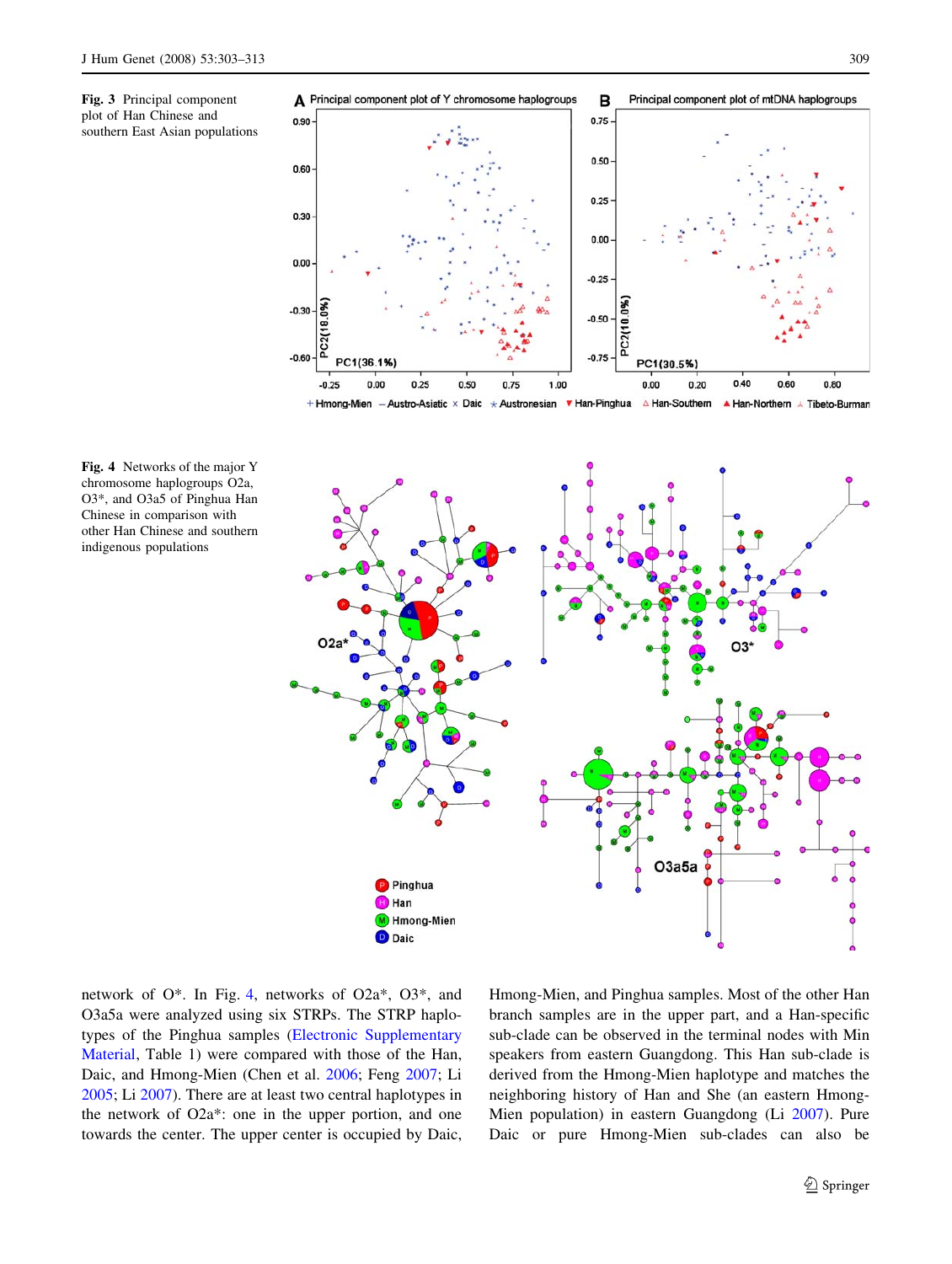**Fig. 3** Principal component plot of Han Chinese and southern East Asian populations

**Fig. 4** Networks of the major Y chromosome haplogroups O2a, O3*, and O3a5 of Pinghua Han Chinese in comparison with other Han Chinese and southern indigenous populations

network of O*. In Fig. 4, networks of O2a*, O3*, and O3a5a were analyzed using six STRPs. The STRP haplotypes of the Pinghua samples (Electronic Supplementary Material, Table 1) were compared with those of the Han, Daic, and Hmong-Mien (Chen et al. 2006; Feng 2007; Li 2005; Li 2007). There are at least two central haplotypes in the network of O2a*: one in the upper portion, and one towards the center. The upper center is occupied by Daic, Hmong-Mien, and Pinghua samples. Most of the other Han branch samples are in the upper part, and a Han-specific sub-clade can be observed in the terminal nodes with Min speakers from eastern Guangdong. This Han sub-clade is derived from the Hmong-Mien haplotype and matches the neighboring history of Han and She (an eastern Hmong-Mien population) in eastern Guangdong (Li 2007). Pure Daic or pure Hmong-Mien sub-clades can also be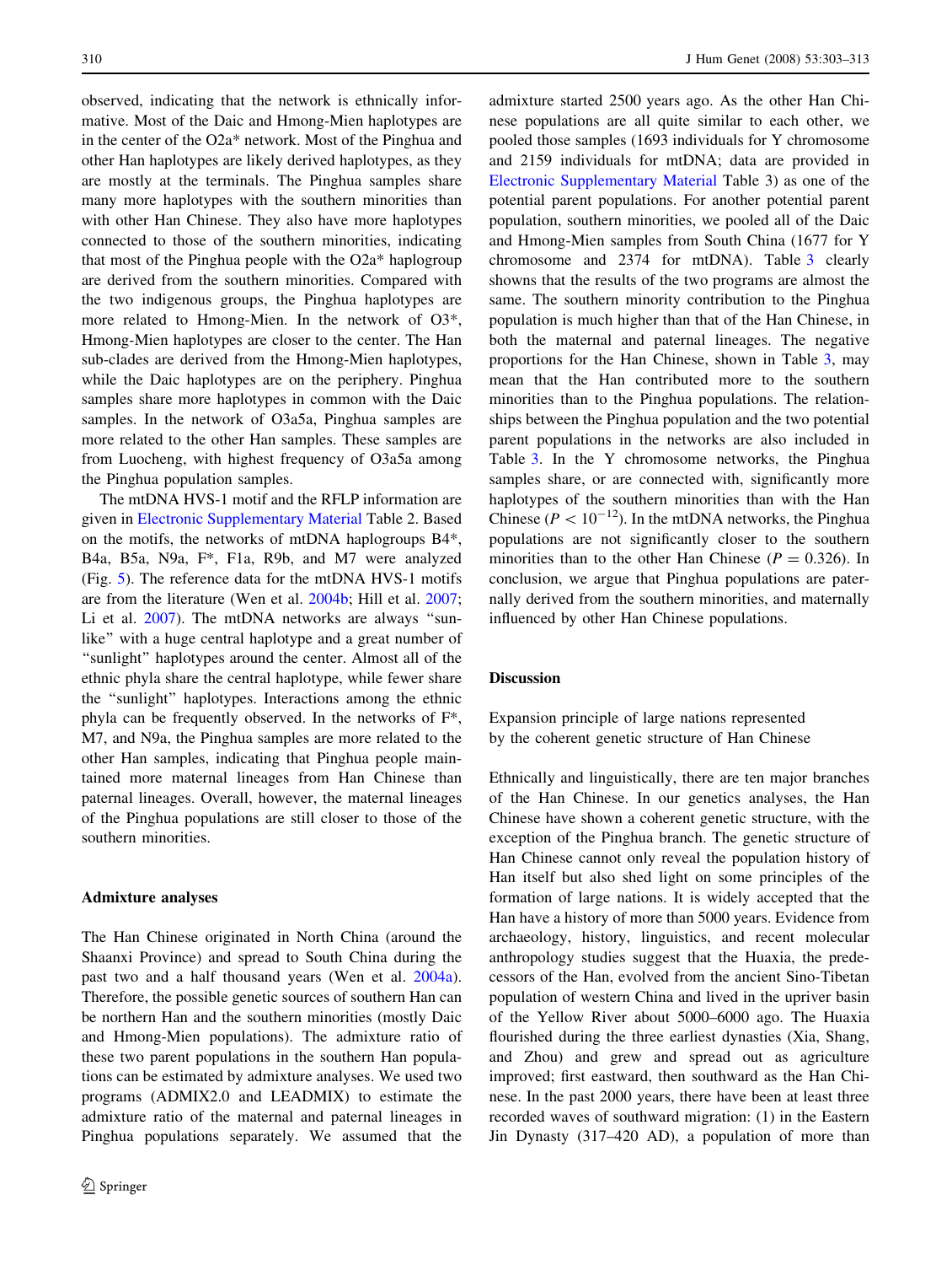observed, indicating that the network is ethnically informative. Most of the Daic and Hmong-Mien haplotypes are in the center of the O2a* network. Most of the Pinghua and other Han haplotypes are likely derived haplotypes, as they are mostly at the terminals. The Pinghua samples share many more haplotypes with the southern minorities than with other Han Chinese. They also have more haplotypes connected to those of the southern minorities, indicating that most of the Pinghua people with the O2a* haplogroup are derived from the southern minorities. Compared with the two indigenous groups, the Pinghua haplotypes are more related to Hmong-Mien. In the network of O3*, Hmong-Mien haplotypes are closer to the center. The Han sub-clades are derived from the Hmong-Mien haplotypes, while the Daic haplotypes are on the periphery. Pinghua samples share more haplotypes in common with the Daic samples. In the network of O3a5a, Pinghua samples are more related to the other Han samples. These samples are from Luocheng, with highest frequency of O3a5a among the Pinghua population samples.

The mtDNA HVS-1 motif and the RFLP information are given in Electronic Supplementary Material Table 2. Based on the motifs, the networks of mtDNA haplogroups B4*, B4a, B5a, N9a, F*, F1a, R9b, and M7 were analyzed (Fig. 5). The reference data for the mtDNA HVS-1 motifs are from the literature (Wen et al. 2004b; Hill et al. 2007; Li et al. 2007). The mtDNA networks are always "sun-like" with a huge central haplotype and a great number of "sunlight" haplotypes around the center. Almost all of the ethnic phyla share the central haplotype, while fewer share the "sunlight" haplotypes. Interactions among the ethnic phyla can be frequently observed. In the networks of F*, M7, and N9a, the Pinghua samples are more related to the other Han samples, indicating that Pinghua people maintained more maternal lineages from Han Chinese than paternal lineages. Overall, however, the maternal lineages of the Pinghua populations are still closer to those of the southern minorities.

### Admixture analyses

The Han Chinese originated in North China (around the Shaanxi Province) and spread to South China during the past two and a half thousand years (Wen et al. 2004a). Therefore, the possible genetic sources of southern Han can be northern Han and the southern minorities (mostly Daic and Hmong-Mien populations). The admixture ratio of these two parent populations in the southern Han populations can be estimated by admixture analyses. We used two programs (ADMIX2.0 and LEADMIX) to estimate the admixture ratio of the maternal and paternal lineages in Pinghua populations separately. We assumed that the admixture started 2500 years ago. As the other Han Chinese populations are all quite similar to each other, we pooled those samples (1693 individuals for Y chromosome and 2159 individuals for mtDNA; data are provided in Electronic Supplementary Material Table 3) as one of the potential parent populations. For another potential parent population, southern minorities, we pooled all of the Daic and Hmong-Mien samples from South China (1677 for Y chromosome and 2374 for mtDNA). Table 3 clearly showns that the results of the two programs are almost the same. The southern minority contribution to the Pinghua population is much higher than that of the Han Chinese, in both the maternal and paternal lineages. The negative proportions for the Han Chinese, shown in Table 3, may mean that the Han contributed more to the southern minorities than to the Pinghua populations. The relationships between the Pinghua population and the two potential parent populations in the networks are also included in Table 3. In the Y chromosome networks, the Pinghua samples share, or are connected with, significantly more haplotypes of the southern minorities than with the Han Chinese ($P < 10^{-12}$). In the mtDNA networks, the Pinghua populations are not significantly closer to the southern minorities than to the other Han Chinese ($P = 0.326$). In conclusion, we argue that Pinghua populations are paternally derived from the southern minorities, and maternally influenced by other Han Chinese populations.

## Discussion

### Expansion principle of large nations represented by the coherent genetic structure of Han Chinese

Ethnically and linguistically, there are ten major branches of the Han Chinese. In our genetics analyses, the Han Chinese have shown a coherent genetic structure, with the exception of the Pinghua branch. The genetic structure of Han Chinese cannot only reveal the population history of Han itself but also shed light on some principles of the formation of large nations. It is widely accepted that the Han have a history of more than 5000 years. Evidence from archaeology, history, linguistics, and recent molecular anthropology studies suggest that the Huaxia, the predecessors of the Han, evolved from the ancient Sino-Tibetan population of western China and lived in the upriver basin of the Yellow River about 5000–6000 ago. The Huaxia flourished during the three earliest dynasties (Xia, Shang, and Zhou) and grew and spread out as agriculture improved; first eastward, then southward as the Han Chinese. In the past 2000 years, there have been at least three recorded waves of southward migration: (1) in the Eastern Jin Dynasty (317–420 AD), a population of more than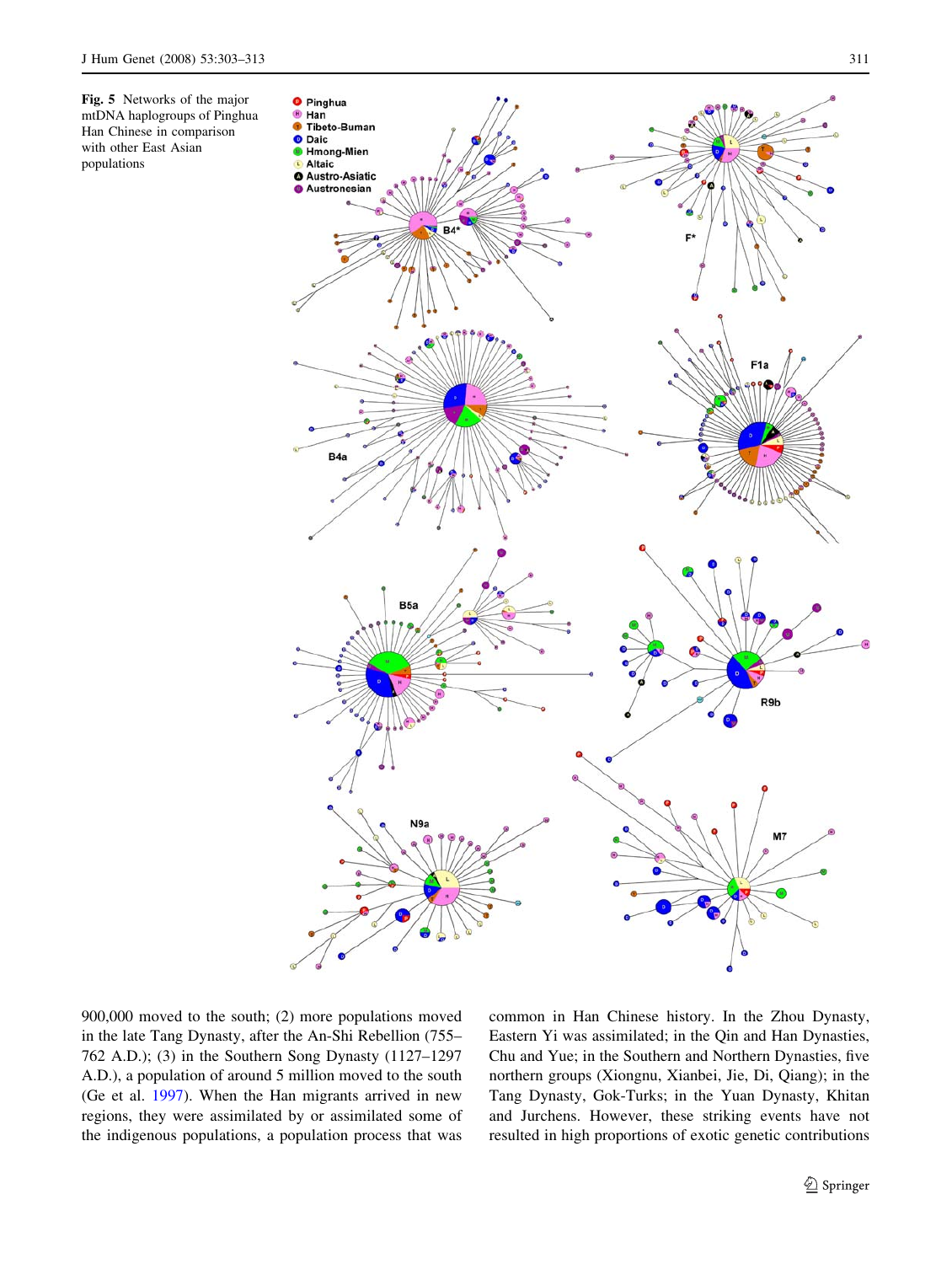Fig. 5 Networks of the major mtDNA haplogroups of Pinghua Han Chinese in comparison with other East Asian populations

900,000 moved to the south; (2) more populations moved in the late Tang Dynasty, after the An-Shi Rebellion (755–762 A.D.); (3) in the Southern Song Dynasty (1127–1297 A.D.), a population of around 5 million moved to the south (Ge et al. 1997). When the Han migrants arrived in new regions, they were assimilated by or assimilated some of the indigenous populations, a population process that was common in Han Chinese history. In the Zhou Dynasty, Eastern Yi was assimilated; in the Qin and Han Dynasties, Chu and Yue; in the Southern and Northern Dynasties, five northern groups (Xiongnu, Xianbei, Jie, Di, Qiang); in the Tang Dynasty, Gok-Turks; in the Yuan Dynasty, Khitan and Jurchens. However, these striking events have not resulted in high proportions of exotic genetic contributions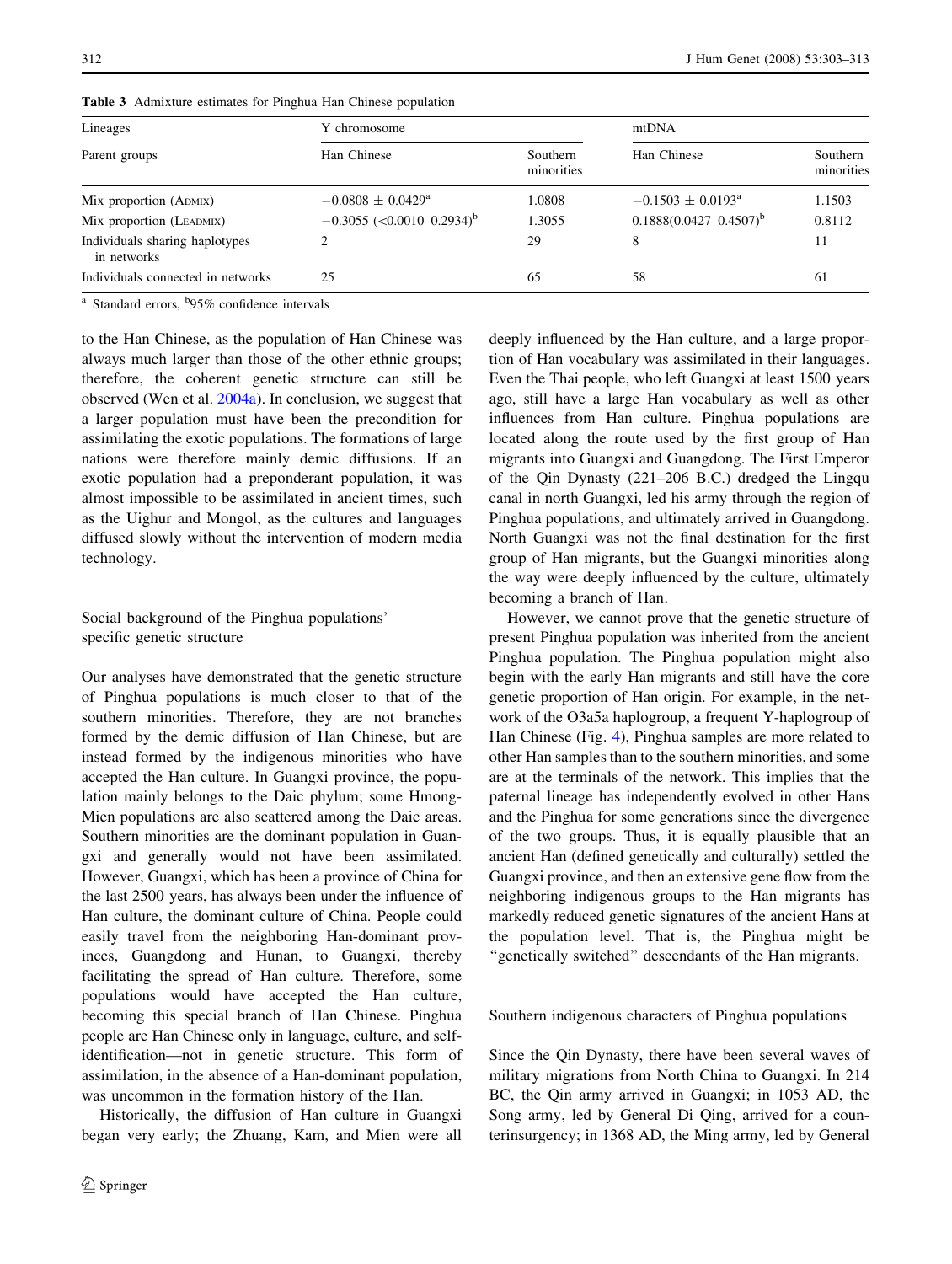**Table 3** Admixture estimates for Pinghua Han Chinese population

| Lineages | Y chromosome | | mtDNA | |
|---|---|---|---|---|
| Parent groups | Han Chinese | Southern minorities | Han Chinese | Southern minorities |
| Mix proportion (ADMIX) | −0.0808 ± 0.0429[a] | 1.0808 | −0.1503 ± 0.0193[a] | 1.1503 |
| Mix proportion (LEADMIX) | −0.3055 (<0.0010–0.2934)[b] | 1.3055 | 0.1888(0.0427–0.4507)[b] | 0.8112 |
| Individuals sharing haplotypes in networks | 2 | 29 | 8 | 11 |
| Individuals connected in networks | 25 | 65 | 58 | 61 |

[a] Standard errors, [b] 95% confidence intervals

to the Han Chinese, as the population of Han Chinese was always much larger than those of the other ethnic groups; therefore, the coherent genetic structure can still be observed (Wen et al. 2004a). In conclusion, we suggest that a larger population must have been the precondition for assimilating the exotic populations. The formations of large nations were therefore mainly demic diffusions. If an exotic population had a preponderant population, it was almost impossible to be assimilated in ancient times, such as the Uighur and Mongol, as the cultures and languages diffused slowly without the intervention of modern media technology.

## Social background of the Pinghua populations' specific genetic structure

Our analyses have demonstrated that the genetic structure of Pinghua populations is much closer to that of the southern minorities. Therefore, they are not branches formed by the demic diffusion of Han Chinese, but are instead formed by the indigenous minorities who have accepted the Han culture. In Guangxi province, the population mainly belongs to the Daic phylum; some Hmong-Mien populations are also scattered among the Daic areas. Southern minorities are the dominant population in Guangxi and generally would not have been assimilated. However, Guangxi, which has been a province of China for the last 2500 years, has always been under the influence of Han culture, the dominant culture of China. People could easily travel from the neighboring Han-dominant provinces, Guangdong and Hunan, to Guangxi, thereby facilitating the spread of Han culture. Therefore, some populations would have accepted the Han culture, becoming this special branch of Han Chinese. Pinghua people are Han Chinese only in language, culture, and self-identification—not in genetic structure. This form of assimilation, in the absence of a Han-dominant population, was uncommon in the formation history of the Han.

Historically, the diffusion of Han culture in Guangxi began very early; the Zhuang, Kam, and Mien were all deeply influenced by the Han culture, and a large proportion of Han vocabulary was assimilated in their languages. Even the Thai people, who left Guangxi at least 1500 years ago, still have a large Han vocabulary as well as other influences from Han culture. Pinghua populations are located along the route used by the first group of Han migrants into Guangxi and Guangdong. The First Emperor of the Qin Dynasty (221–206 B.C.) dredged the Lingqu canal in north Guangxi, led his army through the region of Pinghua populations, and ultimately arrived in Guangdong. North Guangxi was not the final destination for the first group of Han migrants, but the Guangxi minorities along the way were deeply influenced by the culture, ultimately becoming a branch of Han.

However, we cannot prove that the genetic structure of present Pinghua population was inherited from the ancient Pinghua population. The Pinghua population might also begin with the early Han migrants and still have the core genetic proportion of Han origin. For example, in the network of the O3a5a haplogroup, a frequent Y-haplogroup of Han Chinese (Fig. 4), Pinghua samples are more related to other Han samples than to the southern minorities, and some are at the terminals of the network. This implies that the paternal lineage has independently evolved in other Hans and the Pinghua for some generations since the divergence of the two groups. Thus, it is equally plausible that an ancient Han (defined genetically and culturally) settled the Guangxi province, and then an extensive gene flow from the neighboring indigenous groups to the Han migrants has markedly reduced genetic signatures of the ancient Hans at the population level. That is, the Pinghua might be "genetically switched" descendants of the Han migrants.

## Southern indigenous characters of Pinghua populations

Since the Qin Dynasty, there have been several waves of military migrations from North China to Guangxi. In 214 BC, the Qin army arrived in Guangxi; in 1053 AD, the Song army, led by General Di Qing, arrived for a counterinsurgency; in 1368 AD, the Ming army, led by General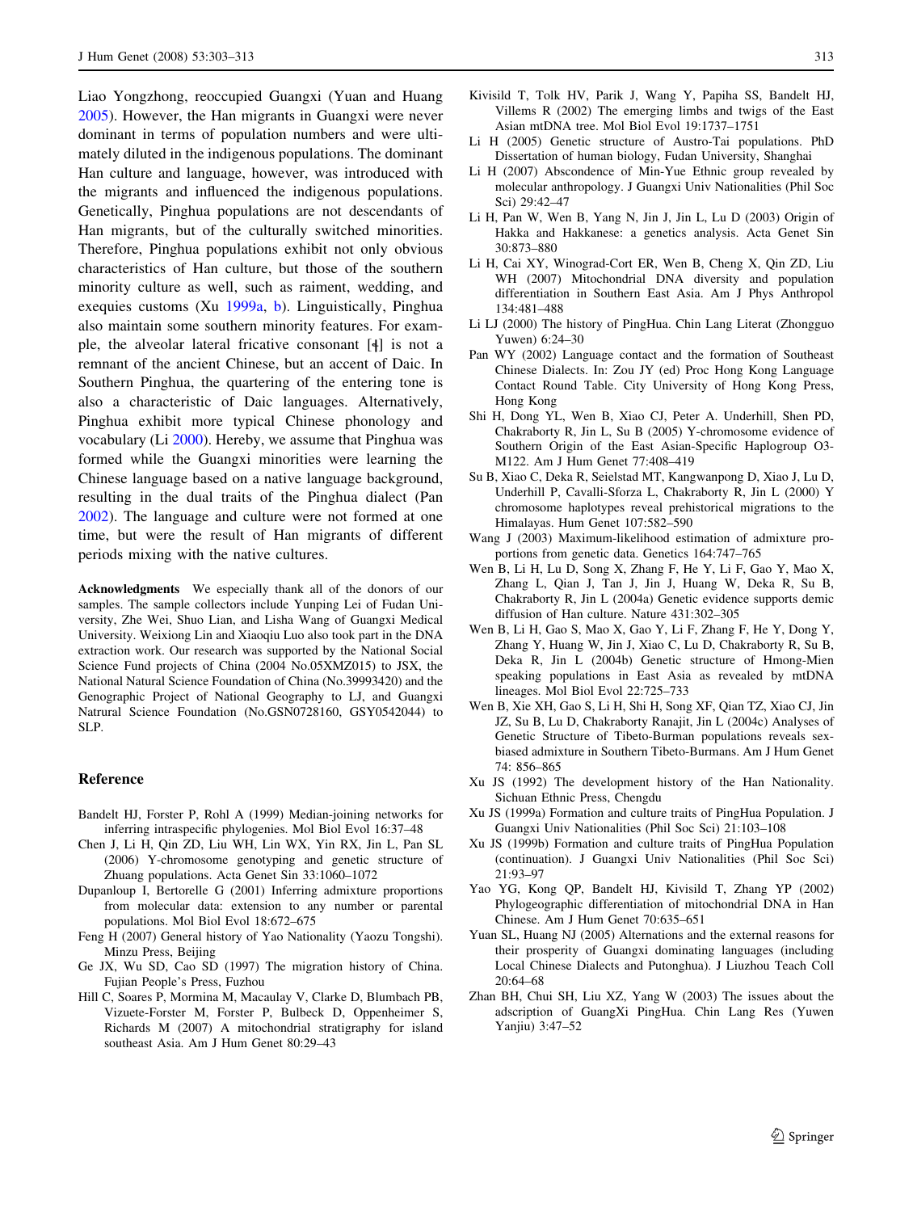Liao Yongzhong, reoccupied Guangxi (Yuan and Huang 2005). However, the Han migrants in Guangxi were never dominant in terms of population numbers and were ultimately diluted in the indigenous populations. The dominant Han culture and language, however, was introduced with the migrants and influenced the indigenous populations. Genetically, Pinghua populations are not descendants of Han migrants, but of the culturally switched minorities. Therefore, Pinghua populations exhibit not only obvious characteristics of Han culture, but those of the southern minority culture as well, such as raiment, wedding, and exequies customs (Xu 1999a, b). Linguistically, Pinghua also maintain some southern minority features. For example, the alveolar lateral fricative consonant [ɬ] is not a remnant of the ancient Chinese, but an accent of Daic. In Southern Pinghua, the quartering of the entering tone is also a characteristic of Daic languages. Alternatively, Pinghua exhibit more typical Chinese phonology and vocabulary (Li 2000). Hereby, we assume that Pinghua was formed while the Guangxi minorities were learning the Chinese language based on a native language background, resulting in the dual traits of the Pinghua dialect (Pan 2002). The language and culture were not formed at one time, but were the result of Han migrants of different periods mixing with the native cultures.

**Acknowledgments** We especially thank all of the donors of our samples. The sample collectors include Yunping Lei of Fudan University, Zhe Wei, Shuo Lian, and Lisha Wang of Guangxi Medical University. Weixiong Lin and Xiaoqiu Luo also took part in the DNA extraction work. Our research was supported by the National Social Science Fund projects of China (2004 No.05XMZ015) to JSX, the National Natural Science Foundation of China (No.39993420) and the Genographic Project of National Geography to LJ, and Guangxi Natrural Science Foundation (No.GSN0728160, GSY0542044) to SLP.

## Reference

Bandelt HJ, Forster P, Rohl A (1999) Median-joining networks for inferring intraspecific phylogenies. Mol Biol Evol 16:37–48

Chen J, Li H, Qin ZD, Liu WH, Lin WX, Yin RX, Jin L, Pan SL (2006) Y-chromosome genotyping and genetic structure of Zhuang populations. Acta Genet Sin 33:1060–1072

Dupanloup I, Bertorelle G (2001) Inferring admixture proportions from molecular data: extension to any number or parental populations. Mol Biol Evol 18:672–675

Feng H (2007) General history of Yao Nationality (Yaozu Tongshi). Minzu Press, Beijing

Ge JX, Wu SD, Cao SD (1997) The migration history of China. Fujian People's Press, Fuzhou

Hill C, Soares P, Mormina M, Macaulay V, Clarke D, Blumbach PB, Vizuete-Forster M, Forster P, Bulbeck D, Oppenheimer S, Richards M (2007) A mitochondrial stratigraphy for island southeast Asia. Am J Hum Genet 80:29–43

Kivisild T, Tolk HV, Parik J, Wang Y, Papiha SS, Bandelt HJ, Villems R (2002) The emerging limbs and twigs of the East Asian mtDNA tree. Mol Biol Evol 19:1737–1751

Li H (2005) Genetic structure of Austro-Tai populations. PhD Dissertation of human biology, Fudan University, Shanghai

Li H (2007) Abscondence of Min-Yue Ethnic group revealed by molecular anthropology. J Guangxi Univ Nationalities (Phil Soc Sci) 29:42–47

Li H, Pan W, Wen B, Yang N, Jin J, Jin L, Lu D (2003) Origin of Hakka and Hakkanese: a genetics analysis. Acta Genet Sin 30:873–880

Li H, Cai XY, Winograd-Cort ER, Wen B, Cheng X, Qin ZD, Liu WH (2007) Mitochondrial DNA diversity and population differentiation in Southern East Asia. Am J Phys Anthropol 134:481–488

Li LJ (2000) The history of PingHua. Chin Lang Literat (Zhongguo Yuwen) 6:24–30

Pan WY (2002) Language contact and the formation of Southeast Chinese Dialects. In: Zou JY (ed) Proc Hong Kong Language Contact Round Table. City University of Hong Kong Press, Hong Kong

Shi H, Dong YL, Wen B, Xiao CJ, Peter A. Underhill, Shen PD, Chakraborty R, Jin L, Su B (2005) Y-chromosome evidence of Southern Origin of the East Asian-Specific Haplogroup O3-M122. Am J Hum Genet 77:408–419

Su B, Xiao C, Deka R, Seielstad MT, Kangwanpong D, Xiao J, Lu D, Underhill P, Cavalli-Sforza L, Chakraborty R, Jin L (2000) Y chromosome haplotypes reveal prehistorical migrations to the Himalayas. Hum Genet 107:582–590

Wang J (2003) Maximum-likelihood estimation of admixture proportions from genetic data. Genetics 164:747–765

Wen B, Li H, Lu D, Song X, Zhang F, He Y, Li F, Gao Y, Mao X, Zhang L, Qian J, Tan J, Jin J, Huang W, Deka R, Su B, Chakraborty R, Jin L (2004a) Genetic evidence supports demic diffusion of Han culture. Nature 431:302–305

Wen B, Li H, Gao S, Mao X, Gao Y, Li F, Zhang F, He Y, Dong Y, Zhang Y, Huang W, Jin J, Xiao C, Lu D, Chakraborty R, Su B, Deka R, Jin L (2004b) Genetic structure of Hmong-Mien speaking populations in East Asia as revealed by mtDNA lineages. Mol Biol Evol 22:725–733

Wen B, Xie XH, Gao S, Li H, Shi H, Song XF, Qian TZ, Xiao CJ, Jin JZ, Su B, Lu D, Chakraborty Ranajit, Jin L (2004c) Analyses of Genetic Structure of Tibeto-Burman populations reveals sex-biased admixture in Southern Tibeto-Burmans. Am J Hum Genet 74: 856–865

Xu JS (1992) The development history of the Han Nationality. Sichuan Ethnic Press, Chengdu

Xu JS (1999a) Formation and culture traits of PingHua Population. J Guangxi Univ Nationalities (Phil Soc Sci) 21:103–108

Xu JS (1999b) Formation and culture traits of PingHua Population (continuation). J Guangxi Univ Nationalities (Phil Soc Sci) 21:93–97

Yao YG, Kong QP, Bandelt HJ, Kivisild T, Zhang YP (2002) Phylogeographic differentiation of mitochondrial DNA in Han Chinese. Am J Hum Genet 70:635–651

Yuan SL, Huang NJ (2005) Alternations and the external reasons for their prosperity of Guangxi dominating languages (including Local Chinese Dialects and Putonghua). J Liuzhou Teach Coll 20:64–68

Zhan BH, Chui SH, Liu XZ, Yang W (2003) The issues about the adscription of GuangXi PingHua. Chin Lang Res (Yuwen Yanjiu) 3:47–52